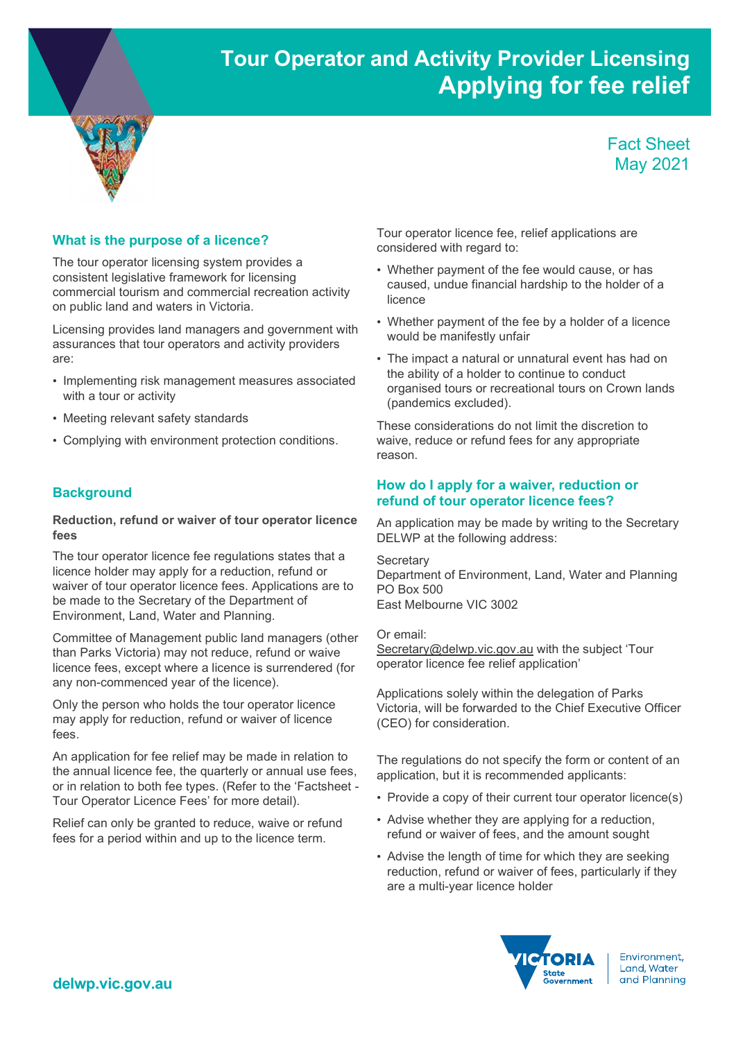# Tour Operator and Activity Provider Licensing
# Applying for fee relief

Fact Sheet
May 2021

## What is the purpose of a licence?

The tour operator licensing system provides a consistent legislative framework for licensing commercial tourism and commercial recreation activity on public land and waters in Victoria.

Licensing provides land managers and government with assurances that tour operators and activity providers are:

- Implementing risk management measures associated with a tour or activity
- Meeting relevant safety standards
- Complying with environment protection conditions.

## Background

**Reduction, refund or waiver of tour operator licence fees**

The tour operator licence fee regulations states that a licence holder may apply for a reduction, refund or waiver of tour operator licence fees. Applications are to be made to the Secretary of the Department of Environment, Land, Water and Planning.

Committee of Management public land managers (other than Parks Victoria) may not reduce, refund or waive licence fees, except where a licence is surrendered (for any non-commenced year of the licence).

Only the person who holds the tour operator licence may apply for reduction, refund or waiver of licence fees.

An application for fee relief may be made in relation to the annual licence fee, the quarterly or annual use fees, or in relation to both fee types. (Refer to the 'Factsheet - Tour Operator Licence Fees' for more detail).

Relief can only be granted to reduce, waive or refund fees for a period within and up to the licence term.

Tour operator licence fee, relief applications are considered with regard to:

- Whether payment of the fee would cause, or has caused, undue financial hardship to the holder of a licence
- Whether payment of the fee by a holder of a licence would be manifestly unfair
- The impact a natural or unnatural event has had on the ability of a holder to continue to conduct organised tours or recreational tours on Crown lands (pandemics excluded).

These considerations do not limit the discretion to waive, reduce or refund fees for any appropriate reason.

## How do I apply for a waiver, reduction or refund of tour operator licence fees?

An application may be made by writing to the Secretary DELWP at the following address:

Secretary
Department of Environment, Land, Water and Planning
PO Box 500
East Melbourne VIC 3002

Or email:
Secretary@delwp.vic.gov.au with the subject 'Tour operator licence fee relief application'

Applications solely within the delegation of Parks Victoria, will be forwarded to the Chief Executive Officer (CEO) for consideration.

The regulations do not specify the form or content of an application, but it is recommended applicants:

- Provide a copy of their current tour operator licence(s)
- Advise whether they are applying for a reduction, refund or waiver of fees, and the amount sought
- Advise the length of time for which they are seeking reduction, refund or waiver of fees, particularly if they are a multi-year licence holder

delwp.vic.gov.au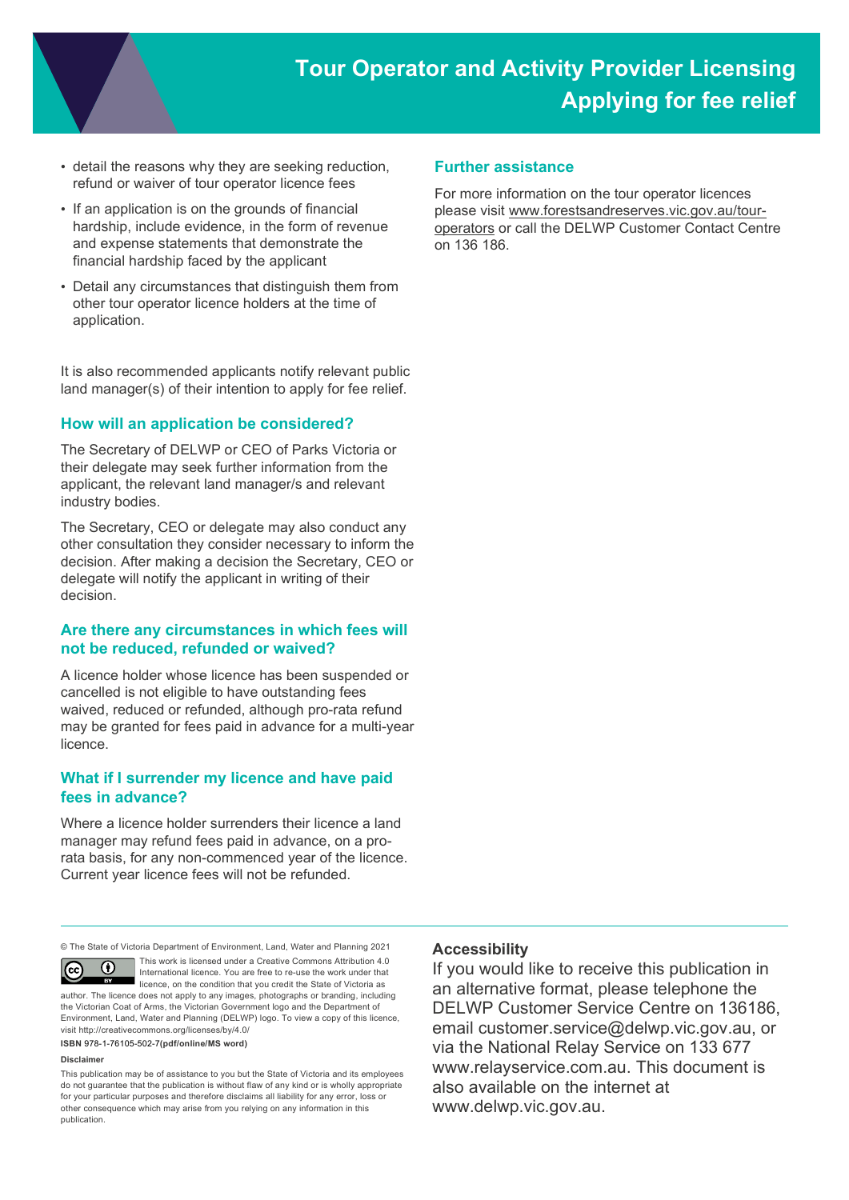# Tour Operator and Activity Provider Licensing
## Applying for fee relief

- detail the reasons why they are seeking reduction, refund or waiver of tour operator licence fees
- If an application is on the grounds of financial hardship, include evidence, in the form of revenue and expense statements that demonstrate the financial hardship faced by the applicant
- Detail any circumstances that distinguish them from other tour operator licence holders at the time of application.

It is also recommended applicants notify relevant public land manager(s) of their intention to apply for fee relief.

### How will an application be considered?

The Secretary of DELWP or CEO of Parks Victoria or their delegate may seek further information from the applicant, the relevant land manager/s and relevant industry bodies.

The Secretary, CEO or delegate may also conduct any other consultation they consider necessary to inform the decision. After making a decision the Secretary, CEO or delegate will notify the applicant in writing of their decision.

### Are there any circumstances in which fees will not be reduced, refunded or waived?

A licence holder whose licence has been suspended or cancelled is not eligible to have outstanding fees waived, reduced or refunded, although pro-rata refund may be granted for fees paid in advance for a multi-year licence.

### What if I surrender my licence and have paid fees in advance?

Where a licence holder surrenders their licence a land manager may refund fees paid in advance, on a pro-rata basis, for any non-commenced year of the licence. Current year licence fees will not be refunded.

### Further assistance

For more information on the tour operator licences please visit www.forestsandreserves.vic.gov.au/tour-operators or call the DELWP Customer Contact Centre on 136 186.

© The State of Victoria Department of Environment, Land, Water and Planning 2021

This work is licensed under a Creative Commons Attribution 4.0 International licence. You are free to re-use the work under that licence, on the condition that you credit the State of Victoria as author. The licence does not apply to any images, photographs or branding, including the Victorian Coat of Arms, the Victorian Government logo and the Department of Environment, Land, Water and Planning (DELWP) logo. To view a copy of this licence, visit http://creativecommons.org/licenses/by/4.0/

**ISBN** 978-1-76105-502-7(pdf/online/MS word)

**Disclaimer**

This publication may be of assistance to you but the State of Victoria and its employees do not guarantee that the publication is without flaw of any kind or is wholly appropriate for your particular purposes and therefore disclaims all liability for any error, loss or other consequence which may arise from you relying on any information in this publication.

**Accessibility**

If you would like to receive this publication in an alternative format, please telephone the DELWP Customer Service Centre on 136186, email customer.service@delwp.vic.gov.au, or via the National Relay Service on 133 677 www.relayservice.com.au. This document is also available on the internet at www.delwp.vic.gov.au.